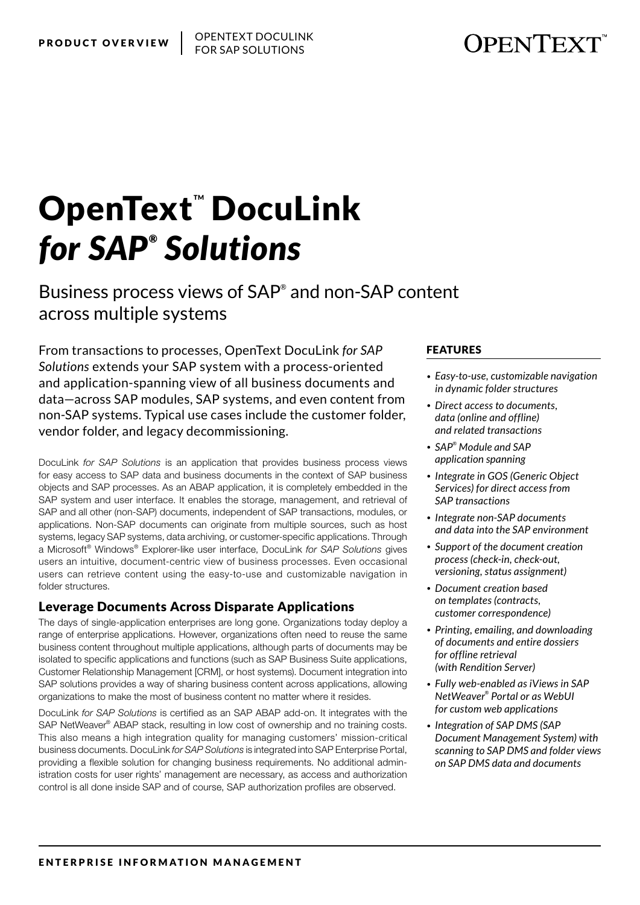# OpenText™ DocuLink *for SAP® Solutions*

## Business process views of SAP® and non-SAP content across multiple systems

From transactions to processes, OpenText DocuLink *for SAP Solutions* extends your SAP system with a process-oriented and application-spanning view of all business documents and data—across SAP modules, SAP systems, and even content from non-SAP systems. Typical use cases include the customer folder, vendor folder, and legacy decommissioning.

DocuLink *for SAP Solutions* is an application that provides business process views for easy access to SAP data and business documents in the context of SAP business objects and SAP processes. As an ABAP application, it is completely embedded in the SAP system and user interface. It enables the storage, management, and retrieval of SAP and all other (non-SAP) documents, independent of SAP transactions, modules, or applications. Non-SAP documents can originate from multiple sources, such as host systems, legacy SAP systems, data archiving, or customer-specific applications. Through a Microsoft® Windows® Explorer-like user interface, DocuLink *for SAP Solutions* gives users an intuitive, document-centric view of business processes. Even occasional users can retrieve content using the easy-to-use and customizable navigation in folder structures.

### Leverage Documents Across Disparate Applications

The days of single-application enterprises are long gone. Organizations today deploy a range of enterprise applications. However, organizations often need to reuse the same business content throughout multiple applications, although parts of documents may be isolated to specific applications and functions (such as SAP Business Suite applications, Customer Relationship Management [CRM], or host systems). Document integration into SAP solutions provides a way of sharing business content across applications, allowing organizations to make the most of business content no matter where it resides.

DocuLink *for SAP Solutions* is certified as an SAP ABAP add-on. It integrates with the SAP NetWeaver® ABAP stack, resulting in low cost of ownership and no training costs. This also means a high integration quality for managing customers' mission-critical business documents. DocuLink *for SAP Solutions* is integrated into SAP Enterprise Portal, providing a flexible solution for changing business requirements. No additional administration costs for user rights' management are necessary, as access and authorization control is all done inside SAP and of course, SAP authorization profiles are observed.

### FEATURES

- *Easy-to-use, customizable navigation in dynamic folder structures*
- *Direct access to documents, data (online and offline) and related transactions*
- *SAP® Module and SAP application spanning*
- *Integrate in GOS (Generic Object Services) for direct access from SAP transactions*
- *Integrate non-SAP documents and data into the SAP environment*
- *Support of the document creation process (check-in, check-out, versioning, status assignment)*
- *Document creation based on templates (contracts, customer correspondence)*
- *Printing, emailing, and downloading of documents and entire dossiers for offline retrieval (with Rendition Server)*
- *Fully web-enabled as iViews in SAP NetWeaver® Portal or as WebUI for custom web applications*
- *Integration of SAP DMS (SAP Document Management System) with scanning to SAP DMS and folder views on SAP DMS data and documents*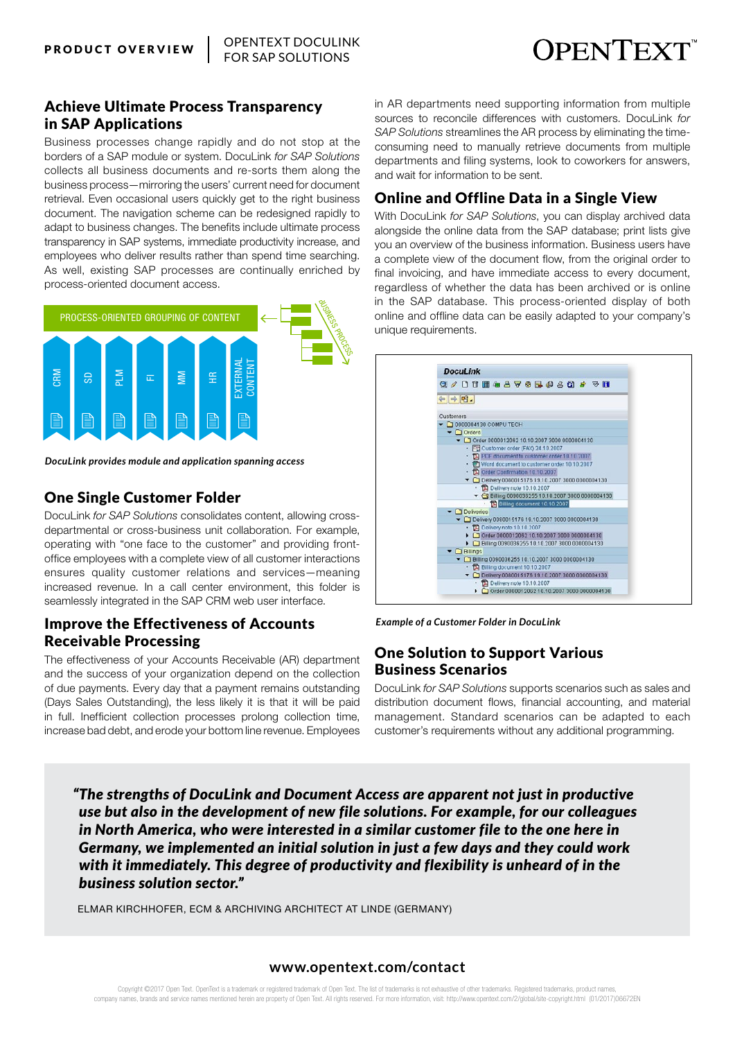## Achieve Ultimate Process Transparency in SAP Applications

Business processes change rapidly and do not stop at the borders of a SAP module or system. DocuLink *for SAP Solutions* collects all business documents and re-sorts them along the business process—mirroring the users' current need for document retrieval. Even occasional users quickly get to the right business document. The navigation scheme can be redesigned rapidly to adapt to business changes. The benefits include ultimate process transparency in SAP systems, immediate productivity increase, and employees who deliver results rather than spend time searching. As well, existing SAP processes are continually enriched by process-oriented document access.

PROCESS-ORIENTED GROUPING OF CONTENT

BUSINESS PROCESS

CRM
SD
PLM
FI
MM
HR
EXTERNAL CONTENT

*DocuLink provides module and application spanning access*

## One Single Customer Folder

DocuLink *for SAP Solutions* consolidates content, allowing cross-departmental or cross-business unit collaboration. For example, operating with "one face to the customer" and providing front-office employees with a complete view of all customer interactions ensures quality customer relations and services—meaning increased revenue. In a call center environment, this folder is seamlessly integrated in the SAP CRM web user interface.

## Improve the Effectiveness of Accounts Receivable Processing

The effectiveness of your Accounts Receivable (AR) department and the success of your organization depend on the collection of due payments. Every day that a payment remains outstanding (Days Sales Outstanding), the less likely it is that it will be paid in full. Inefficient collection processes prolong collection time, increase bad debt, and erode your bottom line revenue. Employees in AR departments need supporting information from multiple sources to reconcile differences with customers. DocuLink *for SAP Solutions* streamlines the AR process by eliminating the time-consuming need to manually retrieve documents from multiple departments and filing systems, look to coworkers for answers, and wait for information to be sent.

## Online and Offline Data in a Single View

With DocuLink *for SAP Solutions*, you can display archived data alongside the online data from the SAP database; print lists give you an overview of the business information. Business users have a complete view of the document flow, from the original order to final invoicing, and have immediate access to every document, regardless of whether the data has been archived or is online in the SAP database. This process-oriented display of both online and offline data can be easily adapted to your company's unique requirements.

*Example of a Customer Folder in DocuLink*

## One Solution to Support Various Business Scenarios

DocuLink *for SAP Solutions* supports scenarios such as sales and distribution document flows, financial accounting, and material management. Standard scenarios can be adapted to each customer's requirements without any additional programming.

***"The strengths of DocuLink and Document Access are apparent not just in productive use but also in the development of new file solutions. For example, for our colleagues in North America, who were interested in a similar customer file to the one here in Germany, we implemented an initial solution in just a few days and they could work with it immediately. This degree of productivity and flexibility is unheard of in the business solution sector."***

ELMAR KIRCHHOFER, ECM & ARCHIVING ARCHITECT AT LINDE (GERMANY)

**www.opentext.com/contact**

Copyright ©2017 Open Text. OpenText is a trademark or registered trademark of Open Text. The list of trademarks is not exhaustive of other trademarks. Registered trademarks, product names, company names, brands and service names mentioned herein are property of Open Text. All rights reserved. For more information, visit: http://www.opentext.com/2/global/site-copyright.html (01/2017)06672EN